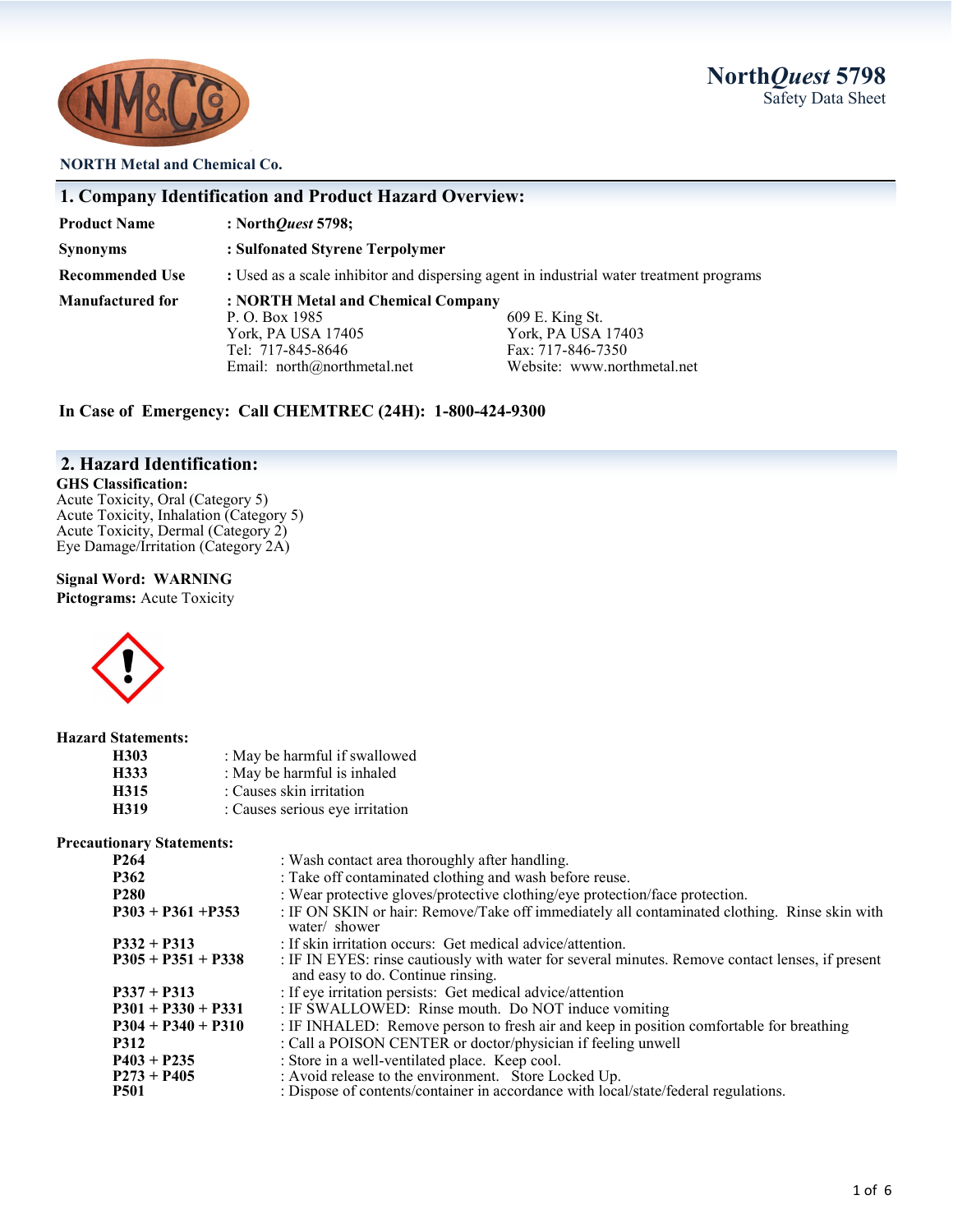**North*Quest* 5798**
Safety Data Sheet

**NORTH Metal and Chemical Co.**

## 1. Company Identification and Product Hazard Overview:

**Product Name** : **North*Quest* 5798;**

**Synonyms** : **Sulfonated Styrene Terpolymer**

**Recommended Use** : Used as a scale inhibitor and dispersing agent in industrial water treatment programs

**Manufactured for** : **NORTH Metal and Chemical Company**

P. O. Box 1985
York, PA USA 17405
Tel: 717-845-8646
Email: north@northmetal.net

609 E. King St.
York, PA USA 17403
Fax: 717-846-7350
Website: www.northmetal.net

**In Case of Emergency: Call CHEMTREC (24H): 1-800-424-9300**

## 2. Hazard Identification:

**GHS Classification:**
Acute Toxicity, Oral (Category 5)
Acute Toxicity, Inhalation (Category 5)
Acute Toxicity, Dermal (Category 2)
Eye Damage/Irritation (Category 2A)

**Signal Word: WARNING**
**Pictograms:** Acute Toxicity

**Hazard Statements:**

| | |
|---|---|
| **H303** | : May be harmful if swallowed |
| **H333** | : May be harmful is inhaled |
| **H315** | : Causes skin irritation |
| **H319** | : Causes serious eye irritation |

**Precautionary Statements:**

| | |
|---|---|
| **P264** | : Wash contact area thoroughly after handling. |
| **P362** | : Take off contaminated clothing and wash before reuse. |
| **P280** | : Wear protective gloves/protective clothing/eye protection/face protection. |
| **P303 + P361 +P353** | : IF ON SKIN or hair: Remove/Take off immediately all contaminated clothing. Rinse skin with water/ shower |
| **P332 + P313** | : If skin irritation occurs: Get medical advice/attention. |
| **P305 + P351 + P338** | : IF IN EYES: rinse cautiously with water for several minutes. Remove contact lenses, if present and easy to do. Continue rinsing. |
| **P337 + P313** | : If eye irritation persists: Get medical advice/attention |
| **P301 + P330 + P331** | : IF SWALLOWED: Rinse mouth. Do NOT induce vomiting |
| **P304 + P340 + P310** | : IF INHALED: Remove person to fresh air and keep in position comfortable for breathing |
| **P312** | : Call a POISON CENTER or doctor/physician if feeling unwell |
| **P403 + P235** | : Store in a well-ventilated place. Keep cool. |
| **P273 + P405** | : Avoid release to the environment. Store Locked Up. |
| **P501** | : Dispose of contents/container in accordance with local/state/federal regulations. |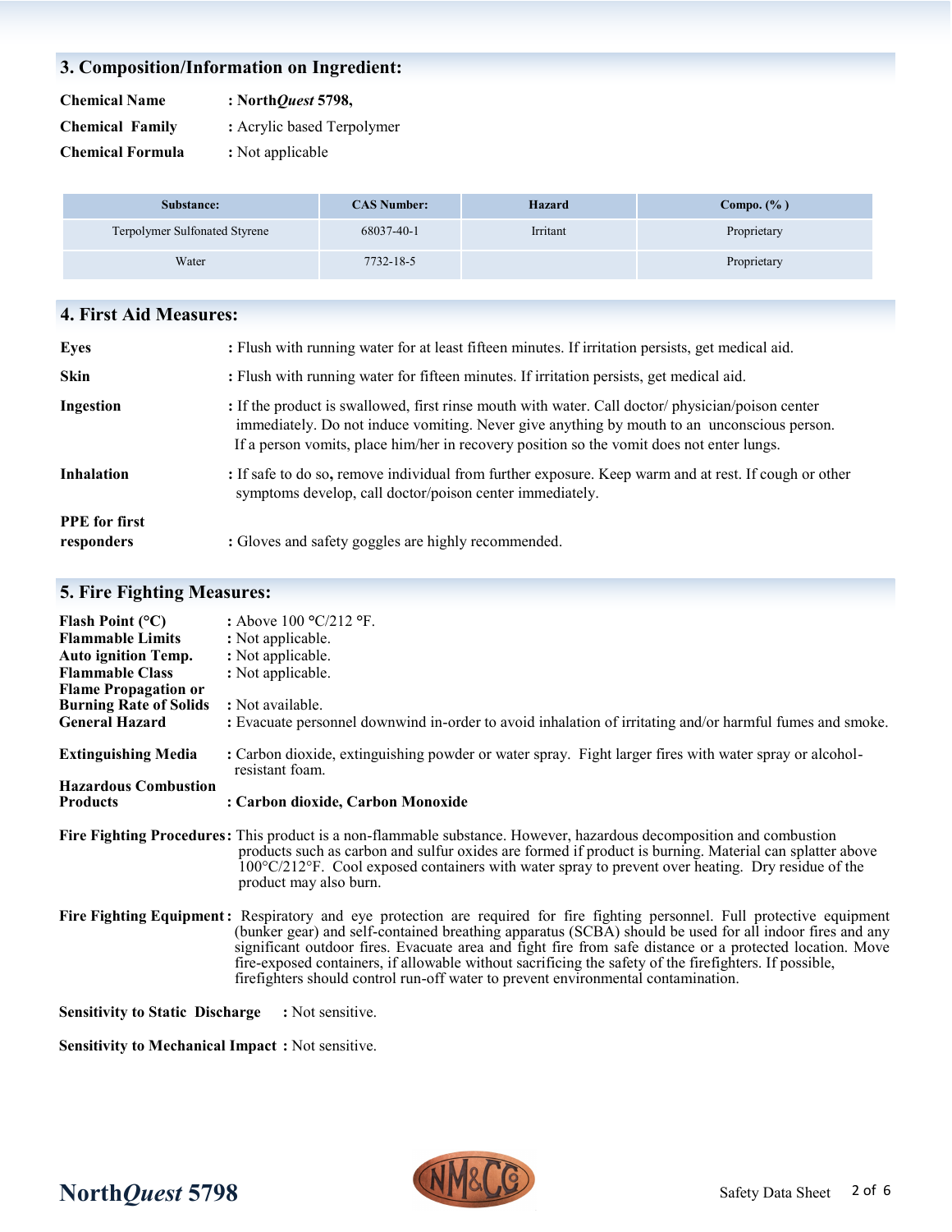## 3. Composition/Information on Ingredient:

**Chemical Name** : **North*Quest* 5798,**

**Chemical Family** : Acrylic based Terpolymer

**Chemical Formula** : Not applicable

| Substance: | CAS Number: | Hazard | Compo. (% ) |
|---|---|---|---|
| Terpolymer Sulfonated Styrene | 68037-40-1 | Irritant | Proprietary |
| Water | 7732-18-5 | | Proprietary |

## 4. First Aid Measures:

**Eyes** : Flush with running water for at least fifteen minutes. If irritation persists, get medical aid.

**Skin** : Flush with running water for fifteen minutes. If irritation persists, get medical aid.

**Ingestion** : If the product is swallowed, first rinse mouth with water. Call doctor/ physician/poison center immediately. Do not induce vomiting. Never give anything by mouth to an unconscious person. If a person vomits, place him/her in recovery position so the vomit does not enter lungs.

**Inhalation** : If safe to do so**,** remove individual from further exposure. Keep warm and at rest. If cough or other symptoms develop, call doctor/poison center immediately.

**PPE for first responders** : Gloves and safety goggles are highly recommended.

## 5. Fire Fighting Measures:

**Flash Point (°C)** : Above 100 °C/212 °F.

**Flammable Limits** : Not applicable.

**Auto ignition Temp.** : Not applicable.

**Flammable Class** : Not applicable.

**Flame Propagation or Burning Rate of Solids** : Not available.

**General Hazard** : Evacuate personnel downwind in-order to avoid inhalation of irritating and/or harmful fumes and smoke.

**Extinguishing Media** : Carbon dioxide, extinguishing powder or water spray. Fight larger fires with water spray or alcohol-resistant foam.

**Hazardous Combustion Products** : **Carbon dioxide, Carbon Monoxide**

**Fire Fighting Procedures:** This product is a non-flammable substance. However, hazardous decomposition and combustion products such as carbon and sulfur oxides are formed if product is burning. Material can splatter above 100°C/212°F. Cool exposed containers with water spray to prevent over heating. Dry residue of the product may also burn.

**Fire Fighting Equipment :** Respiratory and eye protection are required for fire fighting personnel. Full protective equipment (bunker gear) and self-contained breathing apparatus (SCBA) should be used for all indoor fires and any significant outdoor fires. Evacuate area and fight fire from safe distance or a protected location. Move fire-exposed containers, if allowable without sacrificing the safety of the firefighters. If possible, firefighters should control run-off water to prevent environmental contamination.

**Sensitivity to Static Discharge** : Not sensitive.

**Sensitivity to Mechanical Impact** : Not sensitive.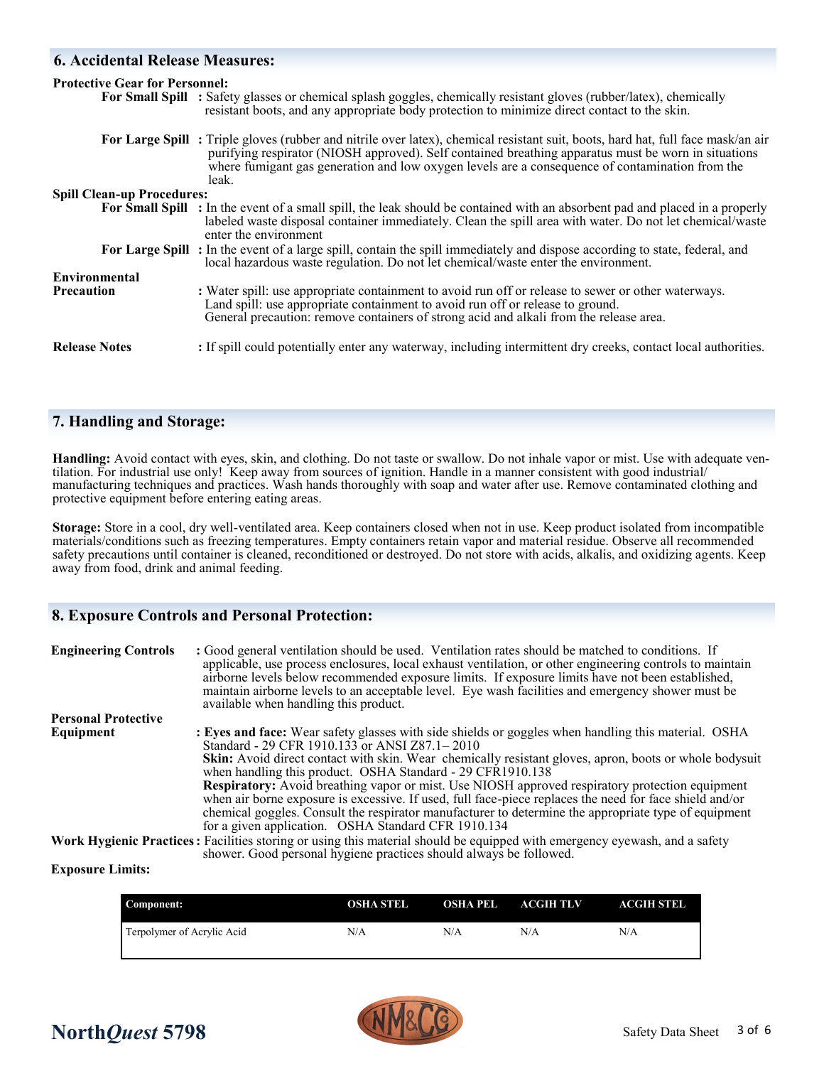## 6. Accidental Release Measures:

**Protective Gear for Personnel:**

**For Small Spill** : Safety glasses or chemical splash goggles, chemically resistant gloves (rubber/latex), chemically resistant boots, and any appropriate body protection to minimize direct contact to the skin.

**For Large Spill** : Triple gloves (rubber and nitrile over latex), chemical resistant suit, boots, hard hat, full face mask/an air purifying respirator (NIOSH approved). Self contained breathing apparatus must be worn in situations where fumigant gas generation and low oxygen levels are a consequence of contamination from the leak.

**Spill Clean-up Procedures:**

**For Small Spill** : In the event of a small spill, the leak should be contained with an absorbent pad and placed in a properly labeled waste disposal container immediately. Clean the spill area with water. Do not let chemical/waste enter the environment

**For Large Spill** : In the event of a large spill, contain the spill immediately and dispose according to state, federal, and local hazardous waste regulation. Do not let chemical/waste enter the environment.

**Environmental Precaution** : Water spill: use appropriate containment to avoid run off or release to sewer or other waterways.
Land spill: use appropriate containment to avoid run off or release to ground.
General precaution: remove containers of strong acid and alkali from the release area.

**Release Notes** : If spill could potentially enter any waterway, including intermittent dry creeks, contact local authorities.

## 7. Handling and Storage:

**Handling:** Avoid contact with eyes, skin, and clothing. Do not taste or swallow. Do not inhale vapor or mist. Use with adequate ventilation. For industrial use only! Keep away from sources of ignition. Handle in a manner consistent with good industrial/ manufacturing techniques and practices. Wash hands thoroughly with soap and water after use. Remove contaminated clothing and protective equipment before entering eating areas.

**Storage:** Store in a cool, dry well-ventilated area. Keep containers closed when not in use. Keep product isolated from incompatible materials/conditions such as freezing temperatures. Empty containers retain vapor and material residue. Observe all recommended safety precautions until container is cleaned, reconditioned or destroyed. Do not store with acids, alkalis, and oxidizing agents. Keep away from food, drink and animal feeding.

## 8. Exposure Controls and Personal Protection:

**Engineering Controls** : Good general ventilation should be used. Ventilation rates should be matched to conditions. If applicable, use process enclosures, local exhaust ventilation, or other engineering controls to maintain airborne levels below recommended exposure limits. If exposure limits have not been established, maintain airborne levels to an acceptable level. Eye wash facilities and emergency shower must be available when handling this product.

**Personal Protective Equipment** : **Eyes and face:** Wear safety glasses with side shields or goggles when handling this material. OSHA Standard - 29 CFR 1910.133 or ANSI Z87.1– 2010
**Skin:** Avoid direct contact with skin. Wear chemically resistant gloves, apron, boots or whole bodysuit when handling this product. OSHA Standard - 29 CFR1910.138
**Respiratory:** Avoid breathing vapor or mist. Use NIOSH approved respiratory protection equipment when air borne exposure is excessive. If used, full face-piece replaces the need for face shield and/or chemical goggles. Consult the respirator manufacturer to determine the appropriate type of equipment for a given application. OSHA Standard CFR 1910.134

**Work Hygienic Practices** : Facilities storing or using this material should be equipped with emergency eyewash, and a safety shower. Good personal hygiene practices should always be followed.

**Exposure Limits:**

| Component: | OSHA STEL | OSHA PEL | ACGIH TLV | ACGIH STEL |
|---|---|---|---|---|
| Terpolymer of Acrylic Acid | N/A | N/A | N/A | N/A |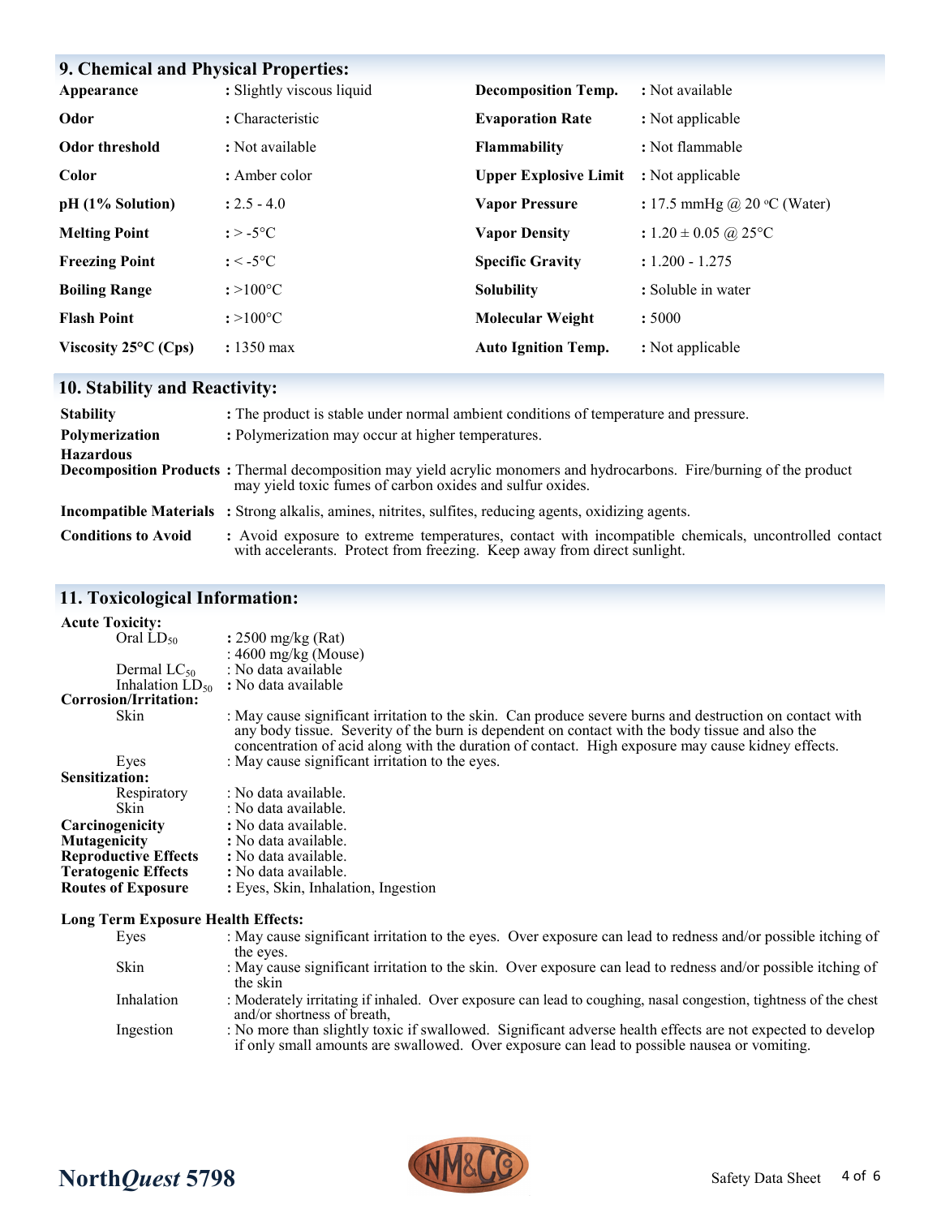## 9. Chemical and Physical Properties:

| Property | Value | Property | Value |
|---|---|---|---|
| **Appearance** | : Slightly viscous liquid | **Decomposition Temp.** | : Not available |
| **Odor** | : Characteristic | **Evaporation Rate** | : Not applicable |
| **Odor threshold** | : Not available | **Flammability** | : Not flammable |
| **Color** | : Amber color | **Upper Explosive Limit** | : Not applicable |
| **pH (1% Solution)** | : 2.5 - 4.0 | **Vapor Pressure** | : 17.5 mmHg @ 20 °C (Water) |
| **Melting Point** | : > -5°C | **Vapor Density** | : 1.20 ± 0.05 @ 25°C |
| **Freezing Point** | : < -5°C | **Specific Gravity** | : 1.200 - 1.275 |
| **Boiling Range** | : >100°C | **Solubility** | : Soluble in water |
| **Flash Point** | : >100°C | **Molecular Weight** | : 5000 |
| **Viscosity 25°C (Cps)** | : 1350 max | **Auto Ignition Temp.** | : Not applicable |

## 10. Stability and Reactivity:

**Stability** : The product is stable under normal ambient conditions of temperature and pressure.

**Polymerization** : Polymerization may occur at higher temperatures.

**Hazardous Decomposition Products** : Thermal decomposition may yield acrylic monomers and hydrocarbons. Fire/burning of the product may yield toxic fumes of carbon oxides and sulfur oxides.

**Incompatible Materials** : Strong alkalis, amines, nitrites, sulfites, reducing agents, oxidizing agents.

**Conditions to Avoid** : Avoid exposure to extreme temperatures, contact with incompatible chemicals, uncontrolled contact with accelerants. Protect from freezing. Keep away from direct sunlight.

## 11. Toxicological Information:

**Acute Toxicity:**

- Oral $LD_{50}$ : 2500 mg/kg (Rat)
  : 4600 mg/kg (Mouse)
- Dermal $LC_{50}$ : No data available
- Inhalation $LD_{50}$ : No data available

**Corrosion/Irritation:**

- Skin : May cause significant irritation to the skin. Can produce severe burns and destruction on contact with any body tissue. Severity of the burn is dependent on contact with the body tissue and also the concentration of acid along with the duration of contact. High exposure may cause kidney effects.
- Eyes : May cause significant irritation to the eyes.

**Sensitization:**

- Respiratory : No data available.
- Skin : No data available.

**Carcinogenicity** : No data available.
**Mutagenicity** : No data available.
**Reproductive Effects** : No data available.
**Teratogenic Effects** : No data available.
**Routes of Exposure** : Eyes, Skin, Inhalation, Ingestion

**Long Term Exposure Health Effects:**

- Eyes : May cause significant irritation to the eyes. Over exposure can lead to redness and/or possible itching of the eyes.
- Skin : May cause significant irritation to the skin. Over exposure can lead to redness and/or possible itching of the skin
- Inhalation : Moderately irritating if inhaled. Over exposure can lead to coughing, nasal congestion, tightness of the chest and/or shortness of breath,
- Ingestion : No more than slightly toxic if swallowed. Significant adverse health effects are not expected to develop if only small amounts are swallowed. Over exposure can lead to possible nausea or vomiting.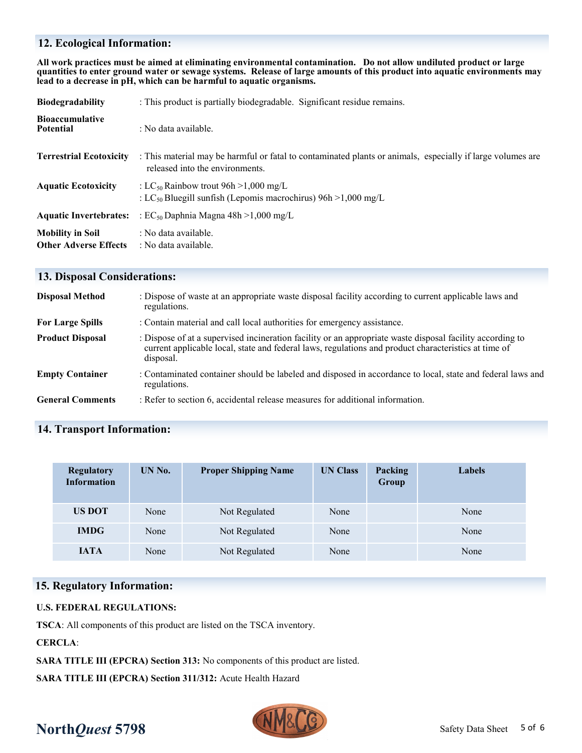## 12. Ecological Information:

**All work practices must be aimed at eliminating environmental contamination. Do not allow undiluted product or large quantities to enter ground water or sewage systems. Release of large amounts of this product into aquatic environments may lead to a decrease in pH, which can be harmful to aquatic organisms.**

**Biodegradability** : This product is partially biodegradable. Significant residue remains.

**Bioaccumulative Potential** : No data available.

**Terrestrial Ecotoxicity** : This material may be harmful or fatal to contaminated plants or animals, especially if large volumes are released into the environments.

**Aquatic Ecotoxicity** : $LC_{50}$ Rainbow trout 96h >1,000 mg/L
: $LC_{50}$ Bluegill sunfish (Lepomis macrochirus) 96h >1,000 mg/L

**Aquatic Invertebrates:** : $EC_{50}$ Daphnia Magna 48h >1,000 mg/L

**Mobility in Soil** : No data available.

**Other Adverse Effects** : No data available.

## 13. Disposal Considerations:

**Disposal Method** : Dispose of waste at an appropriate waste disposal facility according to current applicable laws and regulations.

**For Large Spills** : Contain material and call local authorities for emergency assistance.

**Product Disposal** : Dispose of at a supervised incineration facility or an appropriate waste disposal facility according to current applicable local, state and federal laws, regulations and product characteristics at time of disposal.

**Empty Container** : Contaminated container should be labeled and disposed in accordance to local, state and federal laws and regulations.

**General Comments** : Refer to section 6, accidental release measures for additional information.

## 14. Transport Information:

| Regulatory Information | UN No. | Proper Shipping Name | UN Class | Packing Group | Labels |
|---|---|---|---|---|---|
| US DOT | None | Not Regulated | None | | None |
| IMDG | None | Not Regulated | None | | None |
| IATA | None | Not Regulated | None | | None |

## 15. Regulatory Information:

**U.S. FEDERAL REGULATIONS:**

**TSCA**: All components of this product are listed on the TSCA inventory.

**CERCLA**:

**SARA TITLE III (EPCRA) Section 313:** No components of this product are listed.

**SARA TITLE III (EPCRA) Section 311/312:** Acute Health Hazard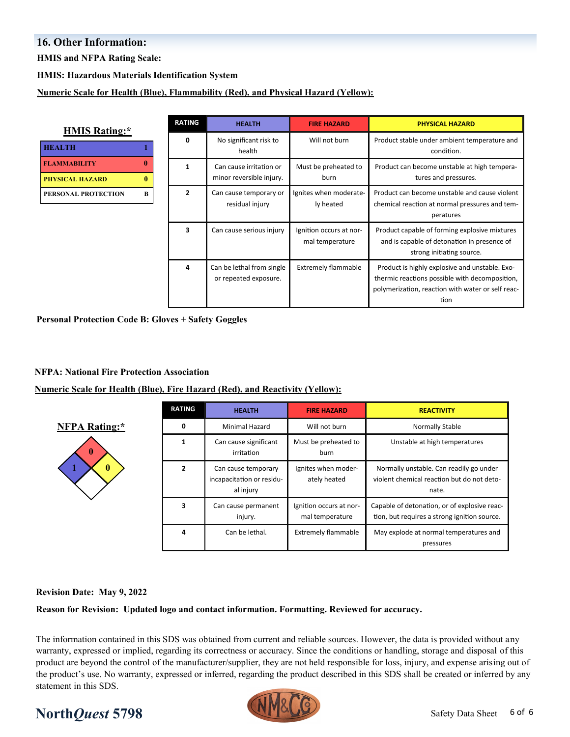## 16. Other Information:

**HMIS and NFPA Rating Scale:**

**HMIS: Hazardous Materials Identification System**

**Numeric Scale for Health (Blue), Flammability (Red), and Physical Hazard (Yellow):**

**HMIS Rating:***

| | |
|---|---|
| HEALTH | 1 |
| FLAMMABILITY | 0 |
| PHYSICAL HAZARD | 0 |
| PERSONAL PROTECTION | B |

| RATING | HEALTH | FIRE HAZARD | PHYSICAL HAZARD |
|---|---|---|---|
| 0 | No significant risk to health | Will not burn | Product stable under ambient temperature and condition. |
| 1 | Can cause irritation or minor reversible injury. | Must be preheated to burn | Product can become unstable at high temperatures and pressures. |
| 2 | Can cause temporary or residual injury | Ignites when moderately heated | Product can become unstable and cause violent chemical reaction at normal pressures and temperatures |
| 3 | Can cause serious injury | Ignition occurs at normal temperature | Product capable of forming explosive mixtures and is capable of detonation in presence of strong initiating source. |
| 4 | Can be lethal from single or repeated exposure. | Extremely flammable | Product is highly explosive and unstable. Exothermic reactions possible with decomposition, polymerization, reaction with water or self reaction |

**Personal Protection Code B: Gloves + Safety Goggles**

**NFPA: National Fire Protection Association**

**Numeric Scale for Health (Blue), Fire Hazard (Red), and Reactivity (Yellow):**

**NFPA Rating:***

Health: 1
Fire: 0
Reactivity: 0

| RATING | HEALTH | FIRE HAZARD | REACTIVITY |
|---|---|---|---|
| 0 | Minimal Hazard | Will not burn | Normally Stable |
| 1 | Can cause significant irritation | Must be preheated to burn | Unstable at high temperatures |
| 2 | Can cause temporary incapacitation or residual injury | Ignites when moderately heated | Normally unstable. Can readily go under violent chemical reaction but do not detonate. |
| 3 | Can cause permanent injury. | Ignition occurs at normal temperature | Capable of detonation, or of explosive reaction, but requires a strong ignition source. |
| 4 | Can be lethal. | Extremely flammable | May explode at normal temperatures and pressures |

**Revision Date: May 9, 2022**

**Reason for Revision: Updated logo and contact information. Formatting. Reviewed for accuracy.**

The information contained in this SDS was obtained from current and reliable sources. However, the data is provided without any warranty, expressed or implied, regarding its correctness or accuracy. Since the conditions or handling, storage and disposal of this product are beyond the control of the manufacturer/supplier, they are not held responsible for loss, injury, and expense arising out of the product's use. No warranty, expressed or inferred, regarding the product described in this SDS shall be created or inferred by any statement in this SDS.